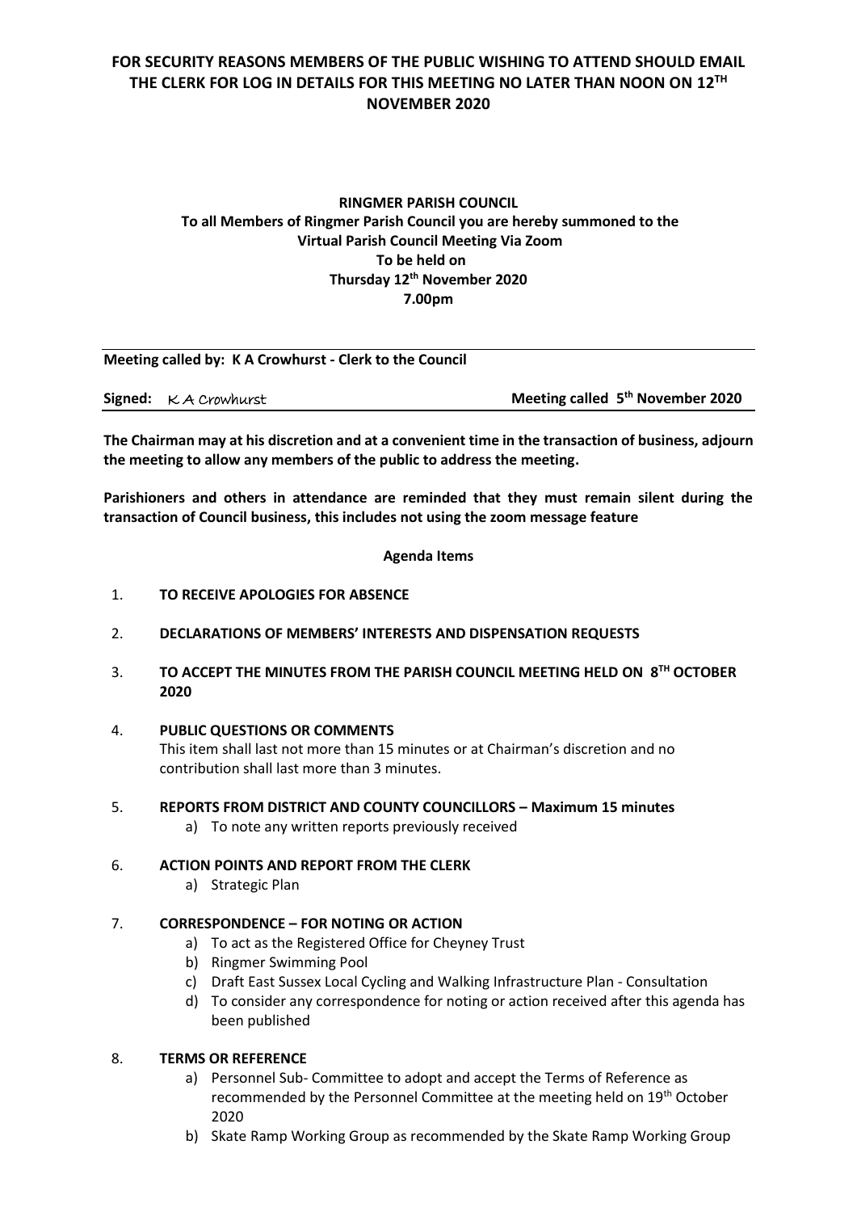**FOR SECURITY REASONS MEMBERS OF THE PUBLIC WISHING TO ATTEND SHOULD EMAIL THE CLERK FOR LOG IN DETAILS FOR THIS MEETING NO LATER THAN NOON ON 12TH NOVEMBER 2020**

**RINGMER PARISH COUNCIL**
**To all Members of Ringmer Parish Council you are hereby summoned to the Virtual Parish Council Meeting Via Zoom**
**To be held on**
**Thursday 12th November 2020**
**7.00pm**

**Meeting called by: K A Crowhurst - Clerk to the Council**

**Signed:** K A Crowhurst **Meeting called 5th November 2020**

**The Chairman may at his discretion and at a convenient time in the transaction of business, adjourn the meeting to allow any members of the public to address the meeting.**

**Parishioners and others in attendance are reminded that they must remain silent during the transaction of Council business, this includes not using the zoom message feature**

**Agenda Items**

1. **TO RECEIVE APOLOGIES FOR ABSENCE**

2. **DECLARATIONS OF MEMBERS' INTERESTS AND DISPENSATION REQUESTS**

3. **TO ACCEPT THE MINUTES FROM THE PARISH COUNCIL MEETING HELD ON 8TH OCTOBER 2020**

4. **PUBLIC QUESTIONS OR COMMENTS**
   This item shall last not more than 15 minutes or at Chairman's discretion and no contribution shall last more than 3 minutes.

5. **REPORTS FROM DISTRICT AND COUNTY COUNCILLORS – Maximum 15 minutes**
   a) To note any written reports previously received

6. **ACTION POINTS AND REPORT FROM THE CLERK**
   a) Strategic Plan

7. **CORRESPONDENCE – FOR NOTING OR ACTION**
   a) To act as the Registered Office for Cheyney Trust
   b) Ringmer Swimming Pool
   c) Draft East Sussex Local Cycling and Walking Infrastructure Plan - Consultation
   d) To consider any correspondence for noting or action received after this agenda has been published

8. **TERMS OR REFERENCE**
   a) Personnel Sub- Committee to adopt and accept the Terms of Reference as recommended by the Personnel Committee at the meeting held on 19th October 2020
   b) Skate Ramp Working Group as recommended by the Skate Ramp Working Group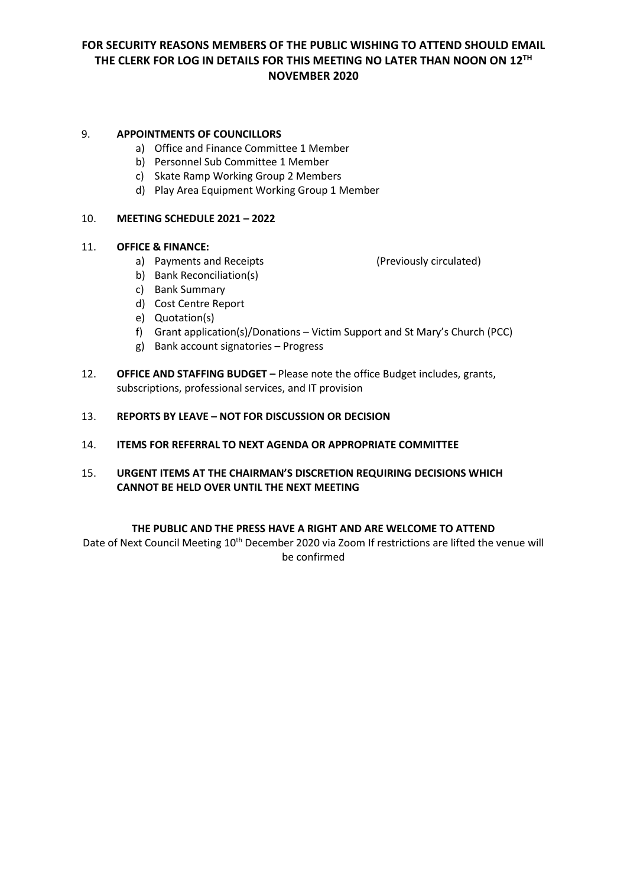**FOR SECURITY REASONS MEMBERS OF THE PUBLIC WISHING TO ATTEND SHOULD EMAIL THE CLERK FOR LOG IN DETAILS FOR THIS MEETING NO LATER THAN NOON ON 12TH NOVEMBER 2020**

9. **APPOINTMENTS OF COUNCILLORS**
   a) Office and Finance Committee 1 Member
   b) Personnel Sub Committee 1 Member
   c) Skate Ramp Working Group 2 Members
   d) Play Area Equipment Working Group 1 Member

10. **MEETING SCHEDULE 2021 – 2022**

11. **OFFICE & FINANCE:**
    a) Payments and Receipts (Previously circulated)
    b) Bank Reconciliation(s)
    c) Bank Summary
    d) Cost Centre Report
    e) Quotation(s)
    f) Grant application(s)/Donations – Victim Support and St Mary's Church (PCC)
    g) Bank account signatories – Progress

12. **OFFICE AND STAFFING BUDGET –** Please note the office Budget includes, grants, subscriptions, professional services, and IT provision

13. **REPORTS BY LEAVE – NOT FOR DISCUSSION OR DECISION**

14. **ITEMS FOR REFERRAL TO NEXT AGENDA OR APPROPRIATE COMMITTEE**

15. **URGENT ITEMS AT THE CHAIRMAN'S DISCRETION REQUIRING DECISIONS WHICH CANNOT BE HELD OVER UNTIL THE NEXT MEETING**

**THE PUBLIC AND THE PRESS HAVE A RIGHT AND ARE WELCOME TO ATTEND**

Date of Next Council Meeting 10th December 2020 via Zoom If restrictions are lifted the venue will be confirmed